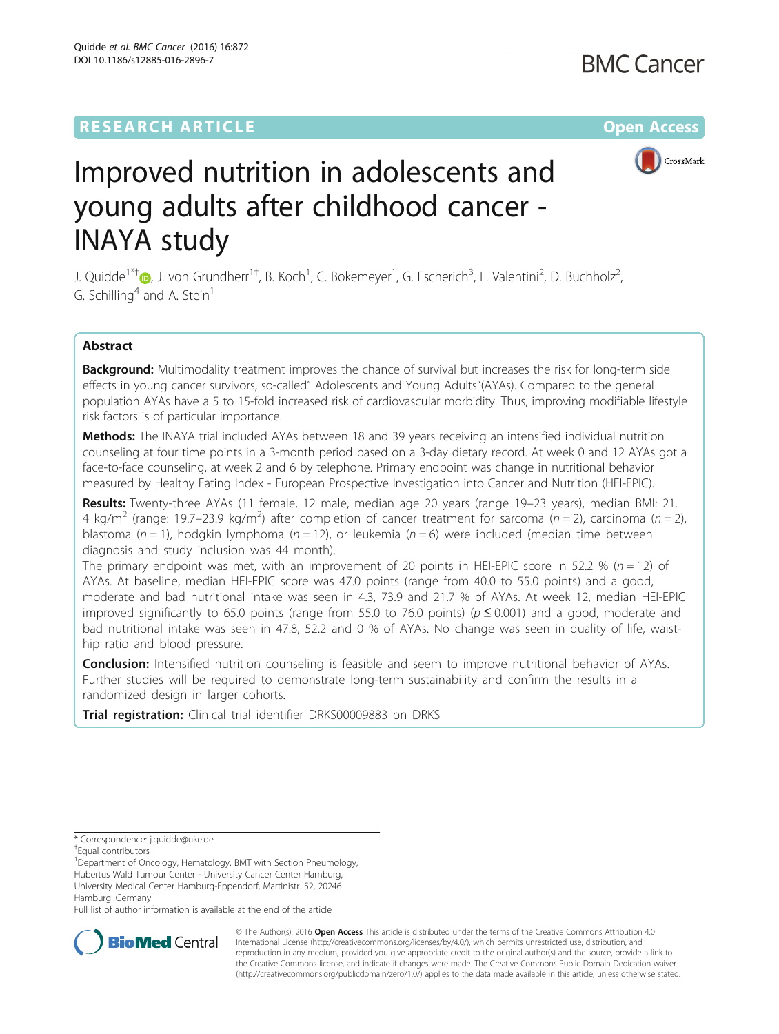RESEARCH ARTICLE

Open Access

# Improved nutrition in adolescents and young adults after childhood cancer - INAYA study

J. Quidde[1*†], J. von Grundherr[1†], B. Koch[1], C. Bokemeyer[1], G. Escherich[3], L. Valentini[2], D. Buchholz[2], G. Schilling[4] and A. Stein[1]

## Abstract

**Background:** Multimodality treatment improves the chance of survival but increases the risk for long-term side effects in young cancer survivors, so-called" Adolescents and Young Adults"(AYAs). Compared to the general population AYAs have a 5 to 15-fold increased risk of cardiovascular morbidity. Thus, improving modifiable lifestyle risk factors is of particular importance.

**Methods:** The INAYA trial included AYAs between 18 and 39 years receiving an intensified individual nutrition counseling at four time points in a 3-month period based on a 3-day dietary record. At week 0 and 12 AYAs got a face-to-face counseling, at week 2 and 6 by telephone. Primary endpoint was change in nutritional behavior measured by Healthy Eating Index - European Prospective Investigation into Cancer and Nutrition (HEI-EPIC).

**Results:** Twenty-three AYAs (11 female, 12 male, median age 20 years (range 19–23 years), median BMI: 21.4 kg/m$^2$ (range: 19.7–23.9 kg/m$^2$) after completion of cancer treatment for sarcoma ($n = 2$), carcinoma ($n = 2$), blastoma ($n = 1$), hodgkin lymphoma ($n = 12$), or leukemia ($n = 6$) were included (median time between diagnosis and study inclusion was 44 month).

The primary endpoint was met, with an improvement of 20 points in HEI-EPIC score in 52.2 % ($n = 12$) of AYAs. At baseline, median HEI-EPIC score was 47.0 points (range from 40.0 to 55.0 points) and a good, moderate and bad nutritional intake was seen in 4.3, 73.9 and 21.7 % of AYAs. At week 12, median HEI-EPIC improved significantly to 65.0 points (range from 55.0 to 76.0 points) ($p \leq 0.001$) and a good, moderate and bad nutritional intake was seen in 47.8, 52.2 and 0 % of AYAs. No change was seen in quality of life, waist-hip ratio and blood pressure.

**Conclusion:** Intensified nutrition counseling is feasible and seem to improve nutritional behavior of AYAs. Further studies will be required to demonstrate long-term sustainability and confirm the results in a randomized design in larger cohorts.

**Trial registration:** Clinical trial identifier DRKS00009883 on DRKS

\* Correspondence: j.quidde@uke.de

†Equal contributors

[1]Department of Oncology, Hematology, BMT with Section Pneumology, Hubertus Wald Tumour Center - University Cancer Center Hamburg, University Medical Center Hamburg-Eppendorf, Martinistr. 52, 20246 Hamburg, Germany

Full list of author information is available at the end of the article

© The Author(s). 2016 **Open Access** This article is distributed under the terms of the Creative Commons Attribution 4.0 International License (http://creativecommons.org/licenses/by/4.0/), which permits unrestricted use, distribution, and reproduction in any medium, provided you give appropriate credit to the original author(s) and the source, provide a link to the Creative Commons license, and indicate if changes were made. The Creative Commons Public Domain Dedication waiver (http://creativecommons.org/publicdomain/zero/1.0/) applies to the data made available in this article, unless otherwise stated.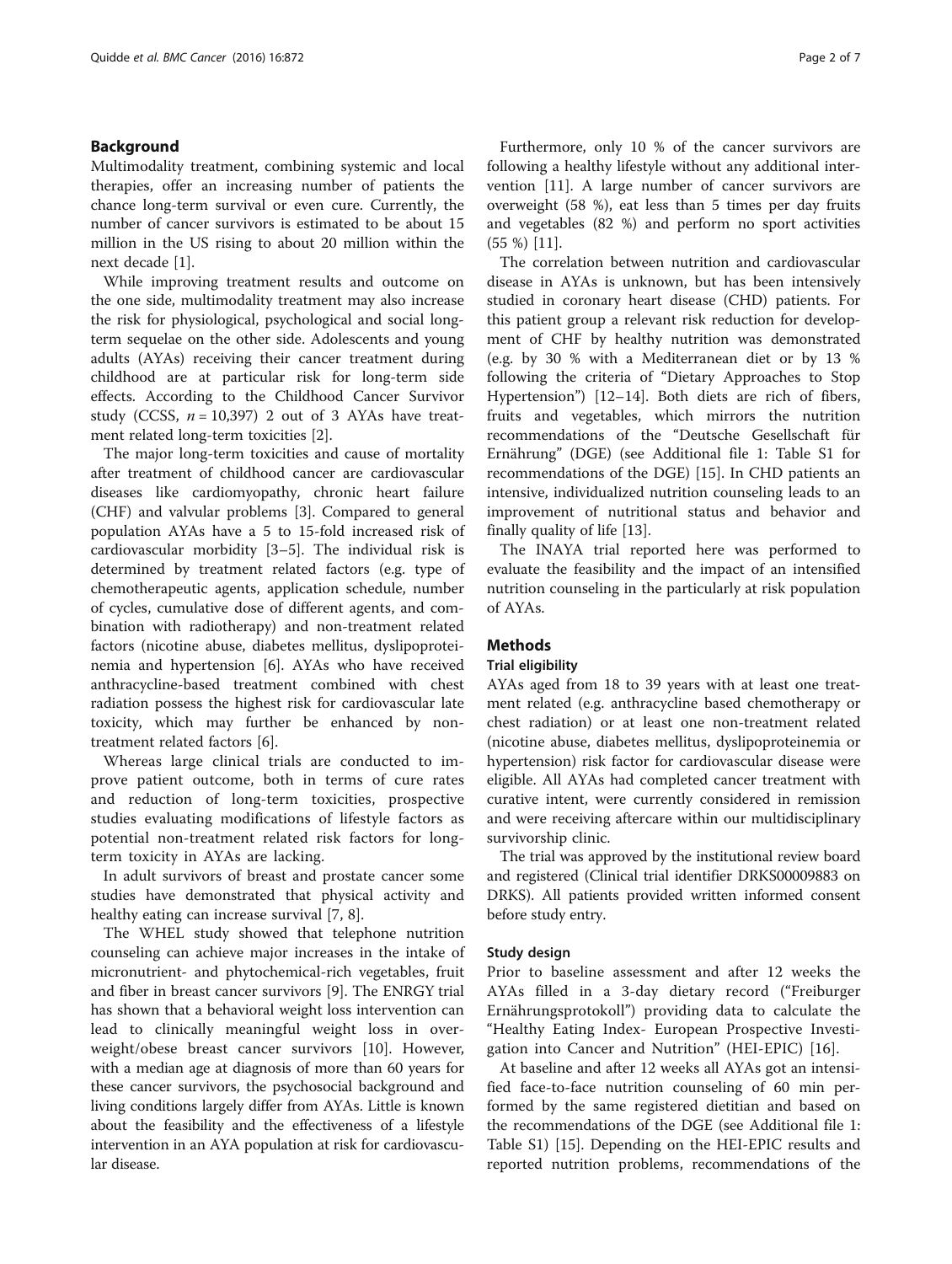## Background

Multimodality treatment, combining systemic and local therapies, offer an increasing number of patients the chance long-term survival or even cure. Currently, the number of cancer survivors is estimated to be about 15 million in the US rising to about 20 million within the next decade [1].

While improving treatment results and outcome on the one side, multimodality treatment may also increase the risk for physiological, psychological and social long-term sequelae on the other side. Adolescents and young adults (AYAs) receiving their cancer treatment during childhood are at particular risk for long-term side effects. According to the Childhood Cancer Survivor study (CCSS, $n = 10{,}397$) 2 out of 3 AYAs have treatment related long-term toxicities [2].

The major long-term toxicities and cause of mortality after treatment of childhood cancer are cardiovascular diseases like cardiomyopathy, chronic heart failure (CHF) and valvular problems [3]. Compared to general population AYAs have a 5 to 15-fold increased risk of cardiovascular morbidity [3–5]. The individual risk is determined by treatment related factors (e.g. type of chemotherapeutic agents, application schedule, number of cycles, cumulative dose of different agents, and combination with radiotherapy) and non-treatment related factors (nicotine abuse, diabetes mellitus, dyslipoproteinemia and hypertension [6]. AYAs who have received anthracycline-based treatment combined with chest radiation possess the highest risk for cardiovascular late toxicity, which may further be enhanced by non-treatment related factors [6].

Whereas large clinical trials are conducted to improve patient outcome, both in terms of cure rates and reduction of long-term toxicities, prospective studies evaluating modifications of lifestyle factors as potential non-treatment related risk factors for long-term toxicity in AYAs are lacking.

In adult survivors of breast and prostate cancer some studies have demonstrated that physical activity and healthy eating can increase survival [7, 8].

The WHEL study showed that telephone nutrition counseling can achieve major increases in the intake of micronutrient- and phytochemical-rich vegetables, fruit and fiber in breast cancer survivors [9]. The ENRGY trial has shown that a behavioral weight loss intervention can lead to clinically meaningful weight loss in overweight/obese breast cancer survivors [10]. However, with a median age at diagnosis of more than 60 years for these cancer survivors, the psychosocial background and living conditions largely differ from AYAs. Little is known about the feasibility and the effectiveness of a lifestyle intervention in an AYA population at risk for cardiovascular disease.

Furthermore, only 10 % of the cancer survivors are following a healthy lifestyle without any additional intervention [11]. A large number of cancer survivors are overweight (58 %), eat less than 5 times per day fruits and vegetables (82 %) and perform no sport activities (55 %) [11].

The correlation between nutrition and cardiovascular disease in AYAs is unknown, but has been intensively studied in coronary heart disease (CHD) patients. For this patient group a relevant risk reduction for development of CHF by healthy nutrition was demonstrated (e.g. by 30 % with a Mediterranean diet or by 13 % following the criteria of "Dietary Approaches to Stop Hypertension") [12–14]. Both diets are rich of fibers, fruits and vegetables, which mirrors the nutrition recommendations of the "Deutsche Gesellschaft für Ernährung" (DGE) (see Additional file 1: Table S1 for recommendations of the DGE) [15]. In CHD patients an intensive, individualized nutrition counseling leads to an improvement of nutritional status and behavior and finally quality of life [13].

The INAYA trial reported here was performed to evaluate the feasibility and the impact of an intensified nutrition counseling in the particularly at risk population of AYAs.

## Methods

### Trial eligibility

AYAs aged from 18 to 39 years with at least one treatment related (e.g. anthracycline based chemotherapy or chest radiation) or at least one non-treatment related (nicotine abuse, diabetes mellitus, dyslipoproteinemia or hypertension) risk factor for cardiovascular disease were eligible. All AYAs had completed cancer treatment with curative intent, were currently considered in remission and were receiving aftercare within our multidisciplinary survivorship clinic.

The trial was approved by the institutional review board and registered (Clinical trial identifier DRKS00009883 on DRKS). All patients provided written informed consent before study entry.

### Study design

Prior to baseline assessment and after 12 weeks the AYAs filled in a 3-day dietary record ("Freiburger Ernährungsprotokoll") providing data to calculate the "Healthy Eating Index- European Prospective Investigation into Cancer and Nutrition" (HEI-EPIC) [16].

At baseline and after 12 weeks all AYAs got an intensified face-to-face nutrition counseling of 60 min performed by the same registered dietitian and based on the recommendations of the DGE (see Additional file 1: Table S1) [15]. Depending on the HEI-EPIC results and reported nutrition problems, recommendations of the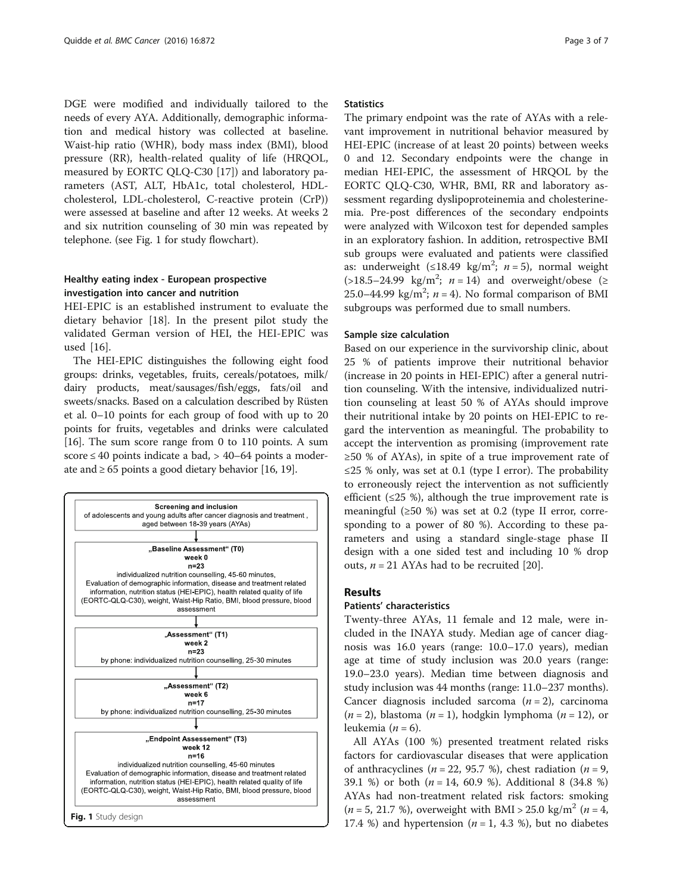DGE were modified and individually tailored to the needs of every AYA. Additionally, demographic information and medical history was collected at baseline. Waist-hip ratio (WHR), body mass index (BMI), blood pressure (RR), health-related quality of life (HRQOL, measured by EORTC QLQ-C30 [17]) and laboratory parameters (AST, ALT, HbA1c, total cholesterol, HDL-cholesterol, LDL-cholesterol, C-reactive protein (CrP)) were assessed at baseline and after 12 weeks. At weeks 2 and six nutrition counseling of 30 min was repeated by telephone. (see Fig. 1 for study flowchart).

### Healthy eating index - European prospective investigation into cancer and nutrition

HEI-EPIC is an established instrument to evaluate the dietary behavior [18]. In the present pilot study the validated German version of HEI, the HEI-EPIC was used [16].

The HEI-EPIC distinguishes the following eight food groups: drinks, vegetables, fruits, cereals/potatoes, milk/dairy products, meat/sausages/fish/eggs, fats/oil and sweets/snacks. Based on a calculation described by Rüsten et al. 0–10 points for each group of food with up to 20 points for fruits, vegetables and drinks were calculated [16]. The sum score range from 0 to 110 points. A sum score ≤ 40 points indicate a bad, > 40–64 points a moderate and ≥ 65 points a good dietary behavior [16, 19].

**Screening and inclusion**
of adolescents and young adults after cancer diagnosis and treatment, aged between 18-39 years (AYAs)

↓

**„Baseline Assessment" (T0)**
**week 0**
**n=23**
individualized nutrition counselling, 45-60 minutes,
Evaluation of demographic information, disease and treatment related information, nutrition status (HEI-EPIC), health related quality of life (EORTC-QLQ-C30), weight, Waist-Hip Ratio, BMI, blood pressure, blood assessment

↓

**„Assessment" (T1)**
**week 2**
**n=23**
by phone: individualized nutrition counselling, 25-30 minutes

↓

**„Assessment" (T2)**
**week 6**
**n=17**
by phone: individualized nutrition counselling, 25-30 minutes

↓

**„Endpoint Assessement" (T3)**
**week 12**
**n=16**
individualized nutrition counselling, 45-60 minutes
Evaluation of demographic information, disease and treatment related information, nutrition status (HEI-EPIC), health related quality of life (EORTC-QLQ-C30), weight, Waist-Hip Ratio, BMI, blood pressure, blood assessment

**Fig. 1** Study design

### Statistics

The primary endpoint was the rate of AYAs with a relevant improvement in nutritional behavior measured by HEI-EPIC (increase of at least 20 points) between weeks 0 and 12. Secondary endpoints were the change in median HRQOL by the EORTC QLQ-C30, WHR, BMI, RR and laboratory assessment regarding dyslipoproteinemia and cholesterinemia. Pre-post differences of the secondary endpoints were analyzed with Wilcoxon test for depended samples in an exploratory fashion. In addition, retrospective BMI sub groups were evaluated and patients were classified as: underweight (≤18.49 kg/m$^2$; $n = 5$), normal weight (>18.5–24.99 kg/m$^2$; $n = 14$) and overweight/obese (≥ 25.0–44.99 kg/m$^2$; $n = 4$). No formal comparison of BMI subgroups was performed due to small numbers.

### Sample size calculation

Based on our experience in the survivorship clinic, about 25 % of patients improve their nutritional behavior (increase in 20 points in HEI-EPIC) after a general nutrition counseling. With the intensive, individualized nutrition counseling at least 50 % of AYAs should improve their nutritional intake by 20 points on HEI-EPIC to regard the intervention as meaningful. The probability to accept the intervention as promising (improvement rate ≥50 % of AYAs), in spite of a true improvement rate of ≤25 % only, was set at 0.1 (type I error). The probability to erroneously reject the intervention as not sufficiently efficient (≤25 %), although the true improvement rate is meaningful (≥50 %) was set at 0.2 (type II error, corresponding to a power of 80 %). According to these parameters and using a standard single-stage phase II design with a one sided test and including 10 % drop outs, $n = 21$ AYAs had to be recruited [20].

## Results

### Patients' characteristics

Twenty-three AYAs, 11 female and 12 male, were included in the INAYA study. Median age of cancer diagnosis was 16.0 years (range: 10.0–17.0 years), median age at time of study inclusion was 20.0 years (range: 19.0–23.0 years). Median time between diagnosis and study inclusion was 44 months (range: 11.0–237 months). Cancer diagnosis included sarcoma ($n = 2$), carcinoma ($n = 2$), blastoma ($n = 1$), hodgkin lymphoma ($n = 12$), or leukemia ($n = 6$).

All AYAs (100 %) presented treatment related risks factors for cardiovascular diseases that were application of anthracyclines ($n = 22$, 95.7 %), chest radiation ($n = 9$, 39.1 %) or both ($n = 14$, 60.9 %). Additional 8 (34.8 %) AYAs had non-treatment related risk factors: smoking ($n = 5$, 21.7 %), overweight with BMI > 25.0 kg/m$^2$ ($n = 4$, 17.4 %) and hypertension ($n = 1$, 4.3 %), but no diabetes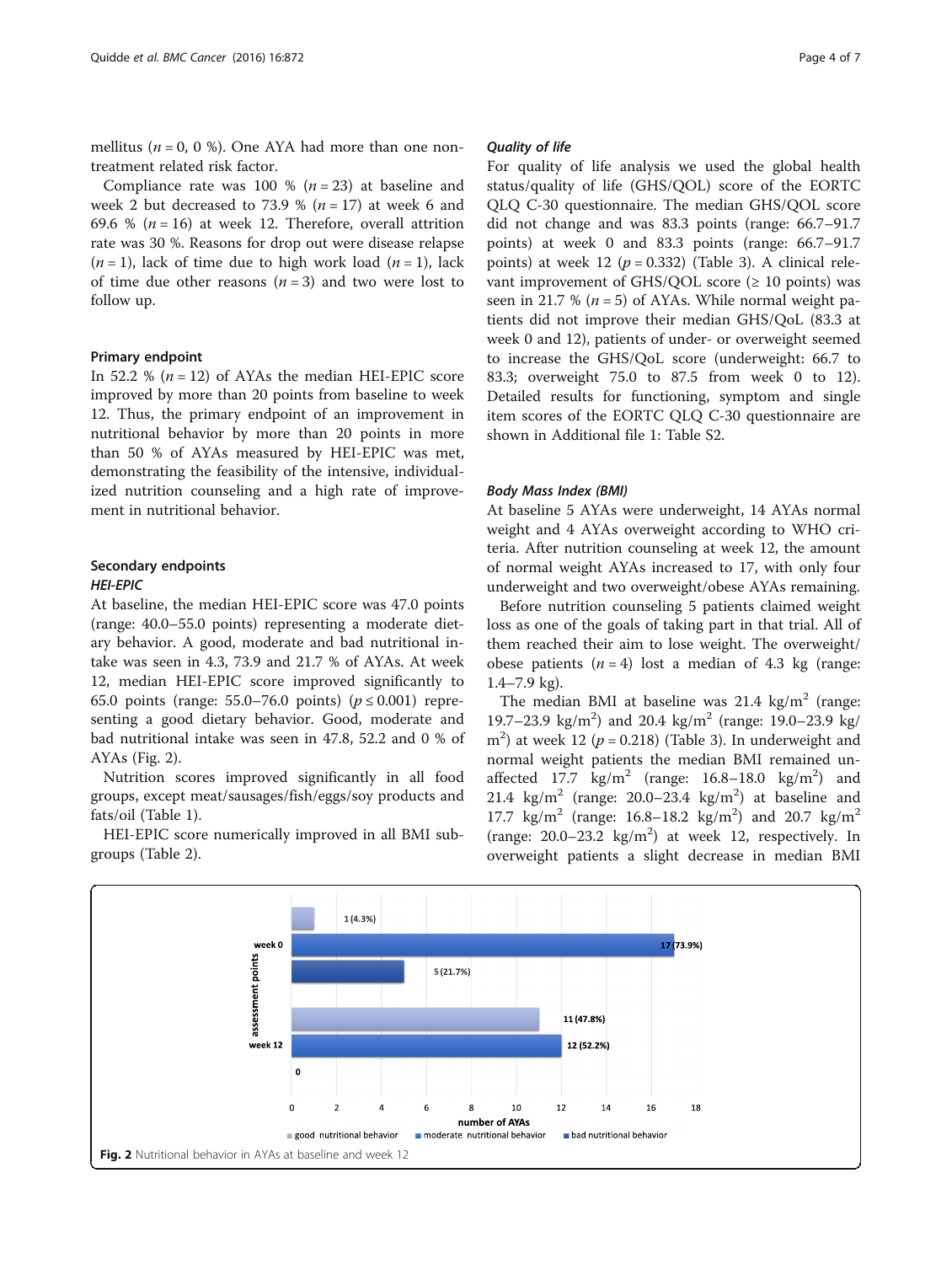mellitus ($n = 0$, 0 %). One AYA had more than one non-treatment related risk factor.

Compliance rate was 100 % ($n = 23$) at baseline and week 2 but decreased to 73.9 % ($n = 17$) at week 6 and 69.6 % ($n = 16$) at week 12. Therefore, overall attrition rate was 30 %. Reasons for drop out were disease relapse ($n = 1$), lack of time due to high work load ($n = 1$), lack of time due other reasons ($n = 3$) and two were lost to follow up.

## Primary endpoint

In 52.2 % ($n = 12$) of AYAs the median HEI-EPIC score improved by more than 20 points from baseline to week 12. Thus, the primary endpoint of an improvement in nutritional behavior by more than 20 points in more than 50 % of AYAs measured by HEI-EPIC was met, demonstrating the feasibility of the intensive, individualized nutrition counseling and a high rate of improvement in nutritional behavior.

## Secondary endpoints

### *HEI-EPIC*

At baseline, the median HEI-EPIC score was 47.0 points (range: 40.0–55.0 points) representing a moderate dietary behavior. A good, moderate and bad nutritional intake was seen in 4.3, 73.9 and 21.7 % of AYAs. At week 12, median HEI-EPIC score improved significantly to 65.0 points (range: 55.0–76.0 points) ($p \leq 0.001$) representing a good dietary behavior. Good, moderate and bad nutritional intake was seen in 47.8, 52.2 and 0 % of AYAs (Fig. 2).

Nutrition scores improved significantly in all food groups, except meat/sausages/fish/eggs/soy products and fats/oil (Table 1).

HEI-EPIC score numerically improved in all BMI subgroups (Table 2).

### *Quality of life*

For quality of life analysis we used the global health status/quality of life (GHS/QOL) score of the EORTC QLQ C-30 questionnaire. The median GHS/QOL score did not change and was 83.3 points (range: 66.7–91.7 points) at week 0 and 83.3 points (range: 66.7–91.7 points) at week 12 ($p = 0.332$) (Table 3). A clinical relevant improvement of GHS/QOL score (≥ 10 points) was seen in 21.7 % ($n = 5$) of AYAs. While normal weight patients did not improve their median GHS/QoL (83.3 at week 0 and 12), patients of under- or overweight seemed to increase the GHS/QoL score (underweight: 66.7 to 83.3; overweight 75.0 to 87.5 from week 0 to 12). Detailed results for functioning, symptom and single item scores of the EORTC QLQ C-30 questionnaire are shown in Additional file 1: Table S2.

### *Body Mass Index (BMI)*

At baseline 5 AYAs were underweight, 14 AYAs normal weight and 4 AYAs overweight according to WHO criteria. After nutrition counseling at week 12, the amount of normal weight AYAs increased to 17, with only four underweight and two overweight/obese AYAs remaining.

Before nutrition counseling 5 patients claimed weight loss as one of the goals of taking part in that trial. All of them reached their aim to lose weight. The overweight/obese patients ($n = 4$) lost a median of 4.3 kg (range: 1.4–7.9 kg).

The median BMI at baseline was 21.4 kg/m$^2$ (range: 19.7–23.9 kg/m$^2$) and 20.4 kg/m$^2$ (range: 19.0–23.9 kg/m$^2$) at week 12 ($p = 0.218$) (Table 3). In underweight and normal weight patients the median BMI remained unaffected 17.7 kg/m$^2$ (range: 16.8–18.0 kg/m$^2$) and 21.4 kg/m$^2$ (range: 20.0–23.4 kg/m$^2$) at baseline and 17.7 kg/m$^2$ (range: 16.8–18.2 kg/m$^2$) and 20.7 kg/m$^2$ (range: 20.0–23.2 kg/m$^2$) at week 12, respectively. In overweight patients a slight decrease in median BMI

**Fig. 2** Nutritional behavior in AYAs at baseline and week 12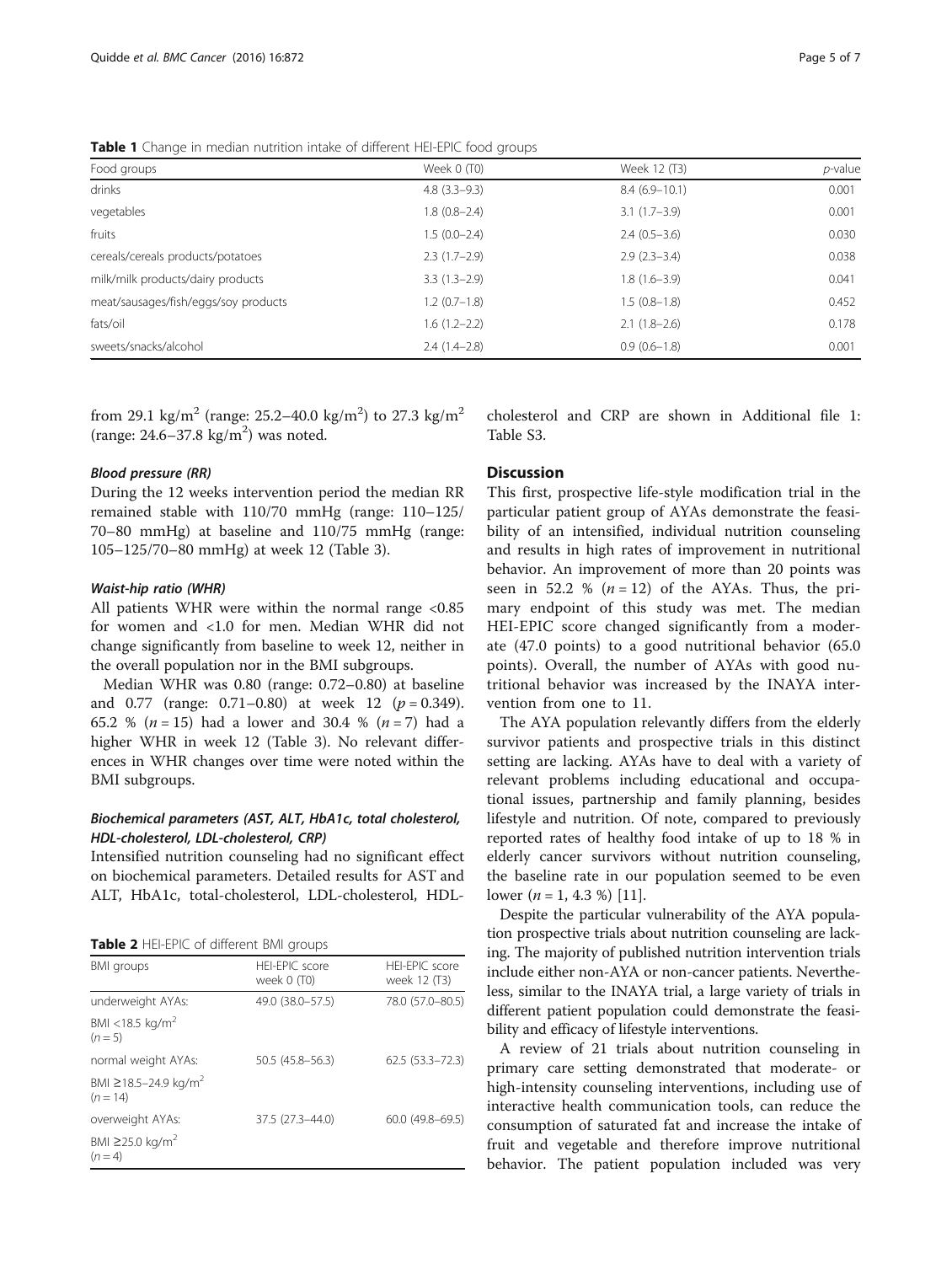**Table 1** Change in median nutrition intake of different HEI-EPIC food groups

| Food groups | Week 0 (T0) | Week 12 (T3) | *p*-value |
|---|---|---|---|
| drinks | 4.8 (3.3–9.3) | 8.4 (6.9–10.1) | 0.001 |
| vegetables | 1.8 (0.8–2.4) | 3.1 (1.7–3.9) | 0.001 |
| fruits | 1.5 (0.0–2.4) | 2.4 (0.5–3.6) | 0.030 |
| cereals/cereals products/potatoes | 2.3 (1.7–2.9) | 2.9 (2.3–3.4) | 0.038 |
| milk/milk products/dairy products | 3.3 (1.3–2.9) | 1.8 (1.6–3.9) | 0.041 |
| meat/sausages/fish/eggs/soy products | 1.2 (0.7–1.8) | 1.5 (0.8–1.8) | 0.452 |
| fats/oil | 1.6 (1.2–2.2) | 2.1 (1.8–2.6) | 0.178 |
| sweets/snacks/alcohol | 2.4 (1.4–2.8) | 0.9 (0.6–1.8) | 0.001 |

from 29.1 kg/m$^2$ (range: 25.2–40.0 kg/m$^2$) to 27.3 kg/m$^2$ (range: 24.6–37.8 kg/m$^2$) was noted.

#### *Blood pressure (RR)*

During the 12 weeks intervention period the median RR remained stable with 110/70 mmHg (range: 110–125/70–80 mmHg) at baseline and 110/75 mmHg (range: 105–125/70–80 mmHg) at week 12 (Table 3).

#### *Waist-hip ratio (WHR)*

All patients WHR were within the normal range <0.85 for women and <1.0 for men. Median WHR did not change significantly from baseline to week 12, neither in the overall population nor in the BMI subgroups.

Median WHR was 0.80 (range: 0.72–0.80) at baseline and 0.77 (range: 0.71–0.80) at week 12 ($p = 0.349$). 65.2 % ($n = 15$) had a lower and 30.4 % ($n = 7$) had a higher WHR in week 12 (Table 3). No relevant differences in WHR changes over time were noted within the BMI subgroups.

#### *Biochemical parameters (AST, ALT, HbA1c, total cholesterol, HDL-cholesterol, LDL-cholesterol, CRP)*

Intensified nutrition counseling had no significant effect on biochemical parameters. Detailed results for AST and ALT, HbA1c, total-cholesterol, LDL-cholesterol, HDL-cholesterol and CRP are shown in Additional file 1: Table S3.

**Table 2** HEI-EPIC of different BMI groups

| BMI groups | HEI-EPIC score week 0 (T0) | HEI-EPIC score week 12 (T3) |
|---|---|---|
| underweight AYAs: BMI <18.5 kg/m$^2$ ($n = 5$) | 49.0 (38.0–57.5) | 78.0 (57.0–80.5) |
| normal weight AYAs: BMI ≥18.5–24.9 kg/m$^2$ ($n = 14$) | 50.5 (45.8–56.3) | 62.5 (53.3–72.3) |
| overweight AYAs: BMI ≥25.0 kg/m$^2$ ($n = 4$) | 37.5 (27.3–44.0) | 60.0 (49.8–69.5) |

## Discussion

This first, prospective life-style modification trial in the particular patient group of AYAs demonstrate the feasibility of an intensified, individual nutrition counseling and results in high rates of improvement in nutritional behavior. An improvement of more than 20 points was seen in 52.2 % ($n = 12$) of the AYAs. Thus, the primary endpoint of this study was met. The median HEI-EPIC score changed significantly from a moderate (47.0 points) to a good nutritional behavior (65.0 points). Overall, the number of AYAs with good nutritional behavior was increased by the INAYA intervention from one to 11.

The AYA population relevantly differs from the elderly survivor patients and prospective trials in this distinct setting are lacking. AYAs have to deal with a variety of relevant problems including educational and occupational issues, partnership and family planning, besides lifestyle and nutrition. Of note, compared to previously reported rates of healthy food intake of up to 18 % in elderly cancer survivors without nutrition counseling, the baseline rate in our population seemed to be even lower ($n = 1$, 4.3 %) [11].

Despite the particular vulnerability of the AYA population prospective trials about nutrition counseling are lacking. The majority of published nutrition intervention trials include either non-AYA or non-cancer patients. Nevertheless, similar to the INAYA trial, a large variety of trials in different patient population could demonstrate the feasibility and efficacy of lifestyle interventions.

A review of 21 trials about nutrition counseling in primary care setting demonstrated that moderate- or high-intensity counseling interventions, including use of interactive health communication tools, can reduce the consumption of saturated fat and increase the intake of fruit and vegetable and therefore improve nutritional behavior. The patient population included was very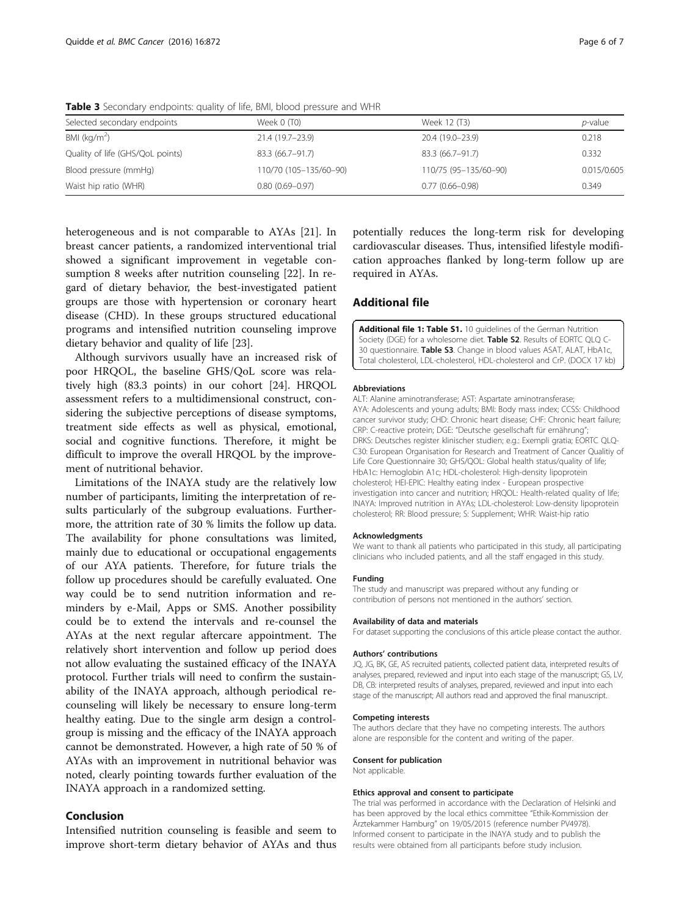**Table 3** Secondary endpoints: quality of life, BMI, blood pressure and WHR

| Selected secondary endpoints | Week 0 (T0) | Week 12 (T3) | *p*-value |
|---|---|---|---|
| BMI (kg/m$^2$) | 21.4 (19.7–23.9) | 20.4 (19.0–23.9) | 0.218 |
| Quality of life (GHS/QoL points) | 83.3 (66.7–91.7) | 83.3 (66.7–91.7) | 0.332 |
| Blood pressure (mmHg) | 110/70 (105–135/60–90) | 110/75 (95–135/60–90) | 0.015/0.605 |
| Waist hip ratio (WHR) | 0.80 (0.69–0.97) | 0.77 (0.66–0.98) | 0.349 |

heterogeneous and is not comparable to AYAs [21]. In breast cancer patients, a randomized interventional trial showed a significant improvement in vegetable consumption 8 weeks after nutrition counseling [22]. In regard of dietary behavior, the best-investigated patient groups are those with hypertension or coronary heart disease (CHD). In these groups structured educational programs and intensified nutrition counseling improve dietary behavior and quality of life [23].

Although survivors usually have an increased risk of poor HRQOL, the baseline GHS/QoL score was relatively high (83.3 points) in our cohort [24]. HRQOL assessment refers to a multidimensional construct, considering the subjective perceptions of disease symptoms, treatment side effects as well as physical, emotional, social and cognitive functions. Therefore, it might be difficult to improve the overall HRQOL by the improvement of nutritional behavior.

Limitations of the INAYA study are the relatively low number of participants, limiting the interpretation of results particularly of the subgroup evaluations. Furthermore, the attrition rate of 30 % limits the follow up data. The availability for phone consultations was limited, mainly due to educational or occupational engagements of our AYA patients. Therefore, for future trials the follow up procedures should be carefully evaluated. One way could be to send nutrition information and reminders by e-Mail, Apps or SMS. Another possibility could be to extend the intervals and re-counsel the AYAs at the next regular aftercare appointment. The relatively short intervention and follow up period does not allow evaluating the sustained efficacy of the INAYA protocol. Further trials will need to confirm the sustainability of the INAYA approach, although periodical re-counseling will likely be necessary to ensure long-term healthy eating. Due to the single arm design a control-group is missing and the efficacy of the INAYA approach cannot be demonstrated. However, a high rate of 50 % of AYAs with an improvement in nutritional behavior was noted, clearly pointing towards further evaluation of the INAYA approach in a randomized setting.

## Conclusion

Intensified nutrition counseling is feasible and seem to improve short-term dietary behavior of AYAs and thus potentially reduces the long-term risk for developing cardiovascular diseases. Thus, intensified lifestyle modification approaches flanked by long-term follow up are required in AYAs.

## Additional file

**Additional file 1: Table S1.** 10 guidelines of the German Nutrition Society (DGE) for a wholesome diet. **Table S2**. Results of EORTC QLQ C-30 questionnaire. **Table S3**. Change in blood values ASAT, ALAT, HbA1c, Total cholesterol, LDL-cholesterol, HDL-cholesterol and CrP. (DOCX 17 kb)

#### Abbreviations

ALT: Alanine aminotransferase; AST: Aspartate aminotransferase; AYA: Adolescents and young adults; BMI: Body mass index; CCSS: Childhood cancer survivor study; CHD: Chronic heart disease; CHF: Chronic heart failure; CRP: C-reactive protein; DGE: "Deutsche gesellschaft für ernährung"; DRKS: Deutsches register klinischer studien; e.g.: Exempli gratia; EORTC QLQ-C30: European Organisation for Research and Treatment of Cancer Qualitiy of Life Core Questionnaire 30; GHS/QOL: Global health status/quality of life; HbA1c: Hemoglobin A1c; HDL-cholesterol: High-density lipoprotein cholesterol; HEI-EPIC: Healthy eating index - European prospective investigation into cancer and nutrition; HRQOL: Health-related quality of life; INAYA: Improved nutrition in AYAs; LDL-cholesterol: Low-density lipoprotein cholesterol; RR: Blood pressure; S: Supplement; WHR: Waist-hip ratio

#### Acknowledgments

We want to thank all patients who participated in this study, all participating clinicians who included patients, and all the staff engaged in this study.

#### Funding

The study and manuscript was prepared without any funding or contribution of persons not mentioned in the authors' section.

#### Availability of data and materials

For dataset supporting the conclusions of this article please contact the author.

#### Authors' contributions

JQ, JG, BK, GE, AS recruited patients, collected patient data, interpreted results of analyses, prepared, reviewed and input into each stage of the manuscript; GS, LV, DB, CB: interpreted results of analyses, prepared, reviewed and input into each stage of the manuscript; All authors read and approved the final manuscript.

#### Competing interests

The authors declare that they have no competing interests. The authors alone are responsible for the content and writing of the paper.

#### Consent for publication

Not applicable.

#### Ethics approval and consent to participate

The trial was performed in accordance with the Declaration of Helsinki and has been approved by the local ethics committee "Ethik-Kommission der Ärztekammer Hamburg" on 19/05/2015 (reference number PV4978). Informed consent to participate in the INAYA study and to publish the results were obtained from all participants before study inclusion.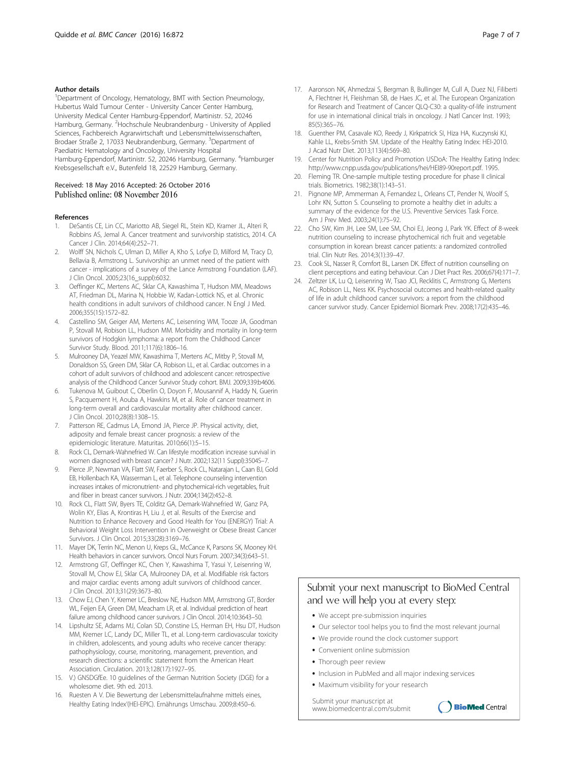### Author details

[1]Department of Oncology, Hematology, BMT with Section Pneumology, Hubertus Wald Tumour Center - University Cancer Center Hamburg, University Medical Center Hamburg-Eppendorf, Martinistr. 52, 20246 Hamburg, Germany. [2]Hochschule Neubrandenburg - University of Applied Sciences, Fachbereich Agrarwirtschaft und Lebensmittelwissenschaften, Brodaer Straße 2, 17033 Neubrandenburg, Germany. [3]Department of Paediatric Hematology and Oncology, University Hospital Hamburg-Eppendorf, Martinistr. 52, 20246 Hamburg, Germany. [4]Hamburger Krebsgesellschaft e.V., Butenfeld 18, 22529 Hamburg, Germany.

Received: 18 May 2016 Accepted: 26 October 2016
Published online: 08 November 2016

### References

1. DeSantis CE, Lin CC, Mariotto AB, Siegel RL, Stein KD, Kramer JL, Alteri R, Robbins AS, Jemal A. Cancer treatment and survivorship statistics, 2014. CA Cancer J Clin. 2014;64(4):252–71.
2. Wolff SN, Nichols C, Ulman D, Miller A, Kho S, Lofye D, Milford M, Tracy D, Bellavia B, Armstrong L. Survivorship: an unmet need of the patient with cancer - implications of a survey of the Lance Armstrong Foundation (LAF). J Clin Oncol. 2005;23(16_suppl):6032.
3. Oeffinger KC, Mertens AC, Sklar CA, Kawashima T, Hudson MM, Meadows AT, Friedman DL, Marina N, Hobbie W, Kadan-Lottick NS, et al. Chronic health conditions in adult survivors of childhood cancer. N Engl J Med. 2006;355(15):1572–82.
4. Castellino SM, Geiger AM, Mertens AC, Leisenring WM, Tooze JA, Goodman P, Stovall M, Robison LL, Hudson MM. Morbidity and mortality in long-term survivors of Hodgkin lymphoma: a report from the Childhood Cancer Survivor Study. Blood. 2011;117(6):1806–16.
5. Mulrooney DA, Yeazel MW, Kawashima T, Mertens AC, Mitby P, Stovall M, Donaldson SS, Green DM, Sklar CA, Robison LL, et al. Cardiac outcomes in a cohort of adult survivors of childhood and adolescent cancer: retrospective analysis of the Childhood Cancer Survivor Study cohort. BMJ. 2009;339:b4606.
6. Tukenova M, Guibout C, Oberlin O, Doyon F, Mousannif A, Haddy N, Guerin S, Pacquement H, Aouba A, Hawkins M, et al. Role of cancer treatment in long-term overall and cardiovascular mortality after childhood cancer. J Clin Oncol. 2010;28(8):1308–15.
7. Patterson RE, Cadmus LA, Emond JA, Pierce JP. Physical activity, diet, adiposity and female breast cancer prognosis: a review of the epidemiologic literature. Maturitas. 2010;66(1):5–15.
8. Rock CL, Demark-Wahnefried W. Can lifestyle modification increase survival in women diagnosed with breast cancer? J Nutr. 2002;132(11 Suppl):3504S–7.
9. Pierce JP, Newman VA, Flatt SW, Faerber S, Rock CL, Natarajan L, Caan BJ, Gold EB, Hollenbach KA, Wasserman L, et al. Telephone counseling intervention increases intakes of micronutrient- and phytochemical-rich vegetables, fruit and fiber in breast cancer survivors. J Nutr. 2004;134(2):452–8.
10. Rock CL, Flatt SW, Byers TE, Colditz GA, Demark-Wahnefried W, Ganz PA, Wolin KY, Elias A, Krontiras H, Liu J, et al. Results of the Exercise and Nutrition to Enhance Recovery and Good Health for You (ENERGY) Trial: A Behavioral Weight Loss Intervention in Overweight or Obese Breast Cancer Survivors. J Clin Oncol. 2015;33(28):3169–76.
11. Mayer DK, Terrin NC, Menon U, Kreps GL, McCance K, Parsons SK, Mooney KH. Health behaviors in cancer survivors. Oncol Nurs Forum. 2007;34(3):643–51.
12. Armstrong GT, Oeffinger KC, Chen Y, Kawashima T, Yasui Y, Leisenring W, Stovall M, Chow EJ, Sklar CA, Mulrooney DA, et al. Modifiable risk factors and major cardiac events among adult survivors of childhood cancer. J Clin Oncol. 2013;31(29):3673–80.
13. Chow EJ, Chen Y, Kremer LC, Breslow NE, Hudson MM, Armstrong GT, Border WL, Feijen EA, Green DM, Meacham LR, et al. Individual prediction of heart failure among childhood cancer survivors. J Clin Oncol. 2014;10:3643–50.
14. Lipshultz SE, Adams MJ, Colan SD, Constine LS, Herman EH, Hsu DT, Hudson MM, Kremer LC, Landy DC, Miller TL, et al. Long-term cardiovascular toxicity in children, adolescents, and young adults who receive cancer therapy: pathophysiology, course, monitoring, management, prevention, and research directions: a scientific statement from the American Heart Association. Circulation. 2013;128(17):1927–95.
15. V.) GNSDGfEe. 10 guidelines of the German Nutrition Society (DGE) for a wholesome diet. 9th ed. 2013.
16. Ruesten A V. Die Bewertung der Lebensmittelaufnahme mittels eines, Healthy Eating Index'(HEI-EPIC). Ernährungs Umschau. 2009;8:450–6.
17. Aaronson NK, Ahmedzai S, Bergman B, Bullinger M, Cull A, Duez NJ, Filiberti A, Flechtner H, Fleishman SB, de Haes JC, et al. The European Organization for Research and Treatment of Cancer QLQ-C30: a quality-of-life instrument for use in international clinical trials in oncology. J Natl Cancer Inst. 1993; 85(5):365–76.
18. Guenther PM, Casavale KO, Reedy J, Kirkpatrick SI, Hiza HA, Kuczynski KJ, Kahle LL, Krebs-Smith SM. Update of the Healthy Eating Index: HEI-2010. J Acad Nutr Diet. 2013;113(4):569–80.
19. Center for Nutrition Policy and Promotion USDoA: The Healthy Eating Index: http://www.cnpp.usda.gov/publications/hei/HEI89-90report.pdf. 1995.
20. Fleming TR. One-sample multiple testing procedure for phase II clinical trials. Biometrics. 1982;38(1):143–51.
21. Pignone MP, Ammerman A, Fernandez L, Orleans CT, Pender N, Woolf S, Lohr KN, Sutton S. Counseling to promote a healthy diet in adults: a summary of the evidence for the U.S. Preventive Services Task Force. Am J Prev Med. 2003;24(1):75–92.
22. Cho SW, Kim JH, Lee SM, Lee SM, Choi EJ, Jeong J, Park YK. Effect of 8-week nutrition counseling to increase phytochemical rich fruit and vegetable consumption in korean breast cancer patients: a randomized controlled trial. Clin Nutr Res. 2014;3(1):39–47.
23. Cook SL, Nasser R, Comfort BL, Larsen DK. Effect of nutrition counselling on client perceptions and eating behaviour. Can J Diet Pract Res. 2006;67(4):171–7.
24. Zeltzer LK, Lu Q, Leisenring W, Tsao JCI, Recklitis C, Armstrong G, Mertens AC, Robison LL, Ness KK. Psychosocial outcomes and health-related quality of life in adult childhood cancer survivors: a report from the childhood cancer survivor study. Cancer Epidemiol Biomark Prev. 2008;17(2):435–46.

Submit your next manuscript to BioMed Central and we will help you at every step:

- We accept pre-submission inquiries
- Our selector tool helps you to find the most relevant journal
- We provide round the clock customer support
- Convenient online submission
- Thorough peer review
- Inclusion in PubMed and all major indexing services
- Maximum visibility for your research

Submit your manuscript at
www.biomedcentral.com/submit

BioMed Central